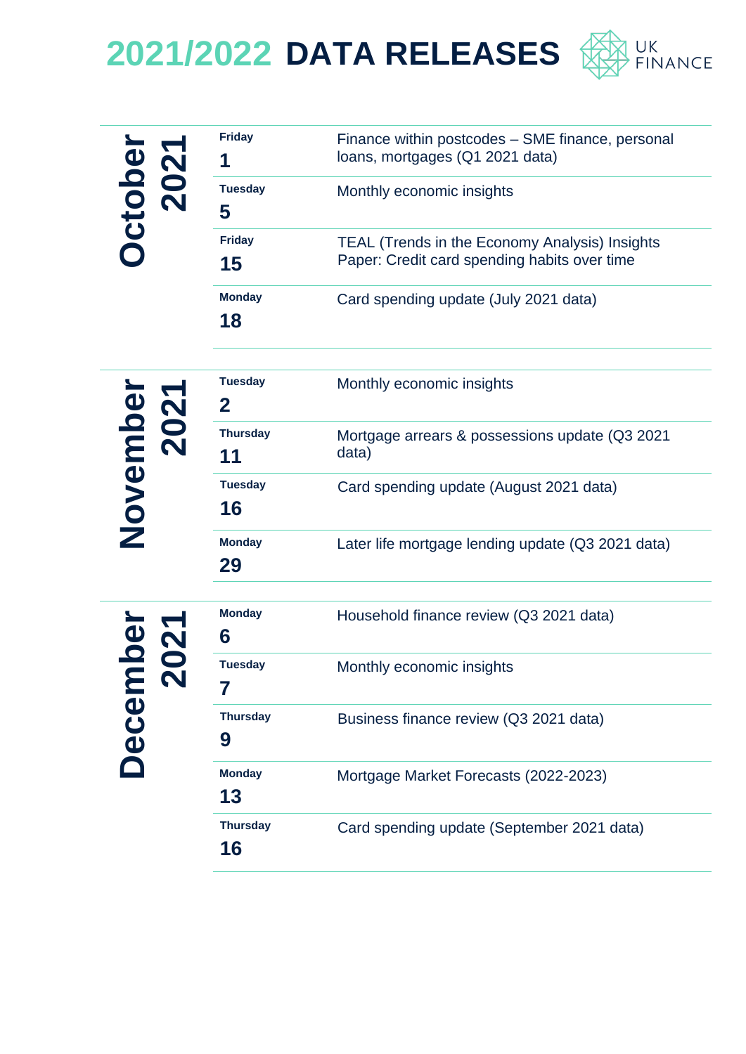# 2021/2022 DATA RELEASES

UK FINANCE

## October 2021

| Date | Release |
| --- | --- |
| Friday 1 | Finance within postcodes – SME finance, personal loans, mortgages (Q1 2021 data) |
| Tuesday 5 | Monthly economic insights |
| Friday 15 | TEAL (Trends in the Economy Analysis) Insights Paper: Credit card spending habits over time |
| Monday 18 | Card spending update (July 2021 data) |

## November 2021

| Date | Release |
| --- | --- |
| Tuesday 2 | Monthly economic insights |
| Thursday 11 | Mortgage arrears & possessions update (Q3 2021 data) |
| Tuesday 16 | Card spending update (August 2021 data) |
| Monday 29 | Later life mortgage lending update (Q3 2021 data) |

## December 2021

| Date | Release |
| --- | --- |
| Monday 6 | Household finance review (Q3 2021 data) |
| Tuesday 7 | Monthly economic insights |
| Thursday 9 | Business finance review (Q3 2021 data) |
| Monday 13 | Mortgage Market Forecasts (2022-2023) |
| Thursday 16 | Card spending update (September 2021 data) |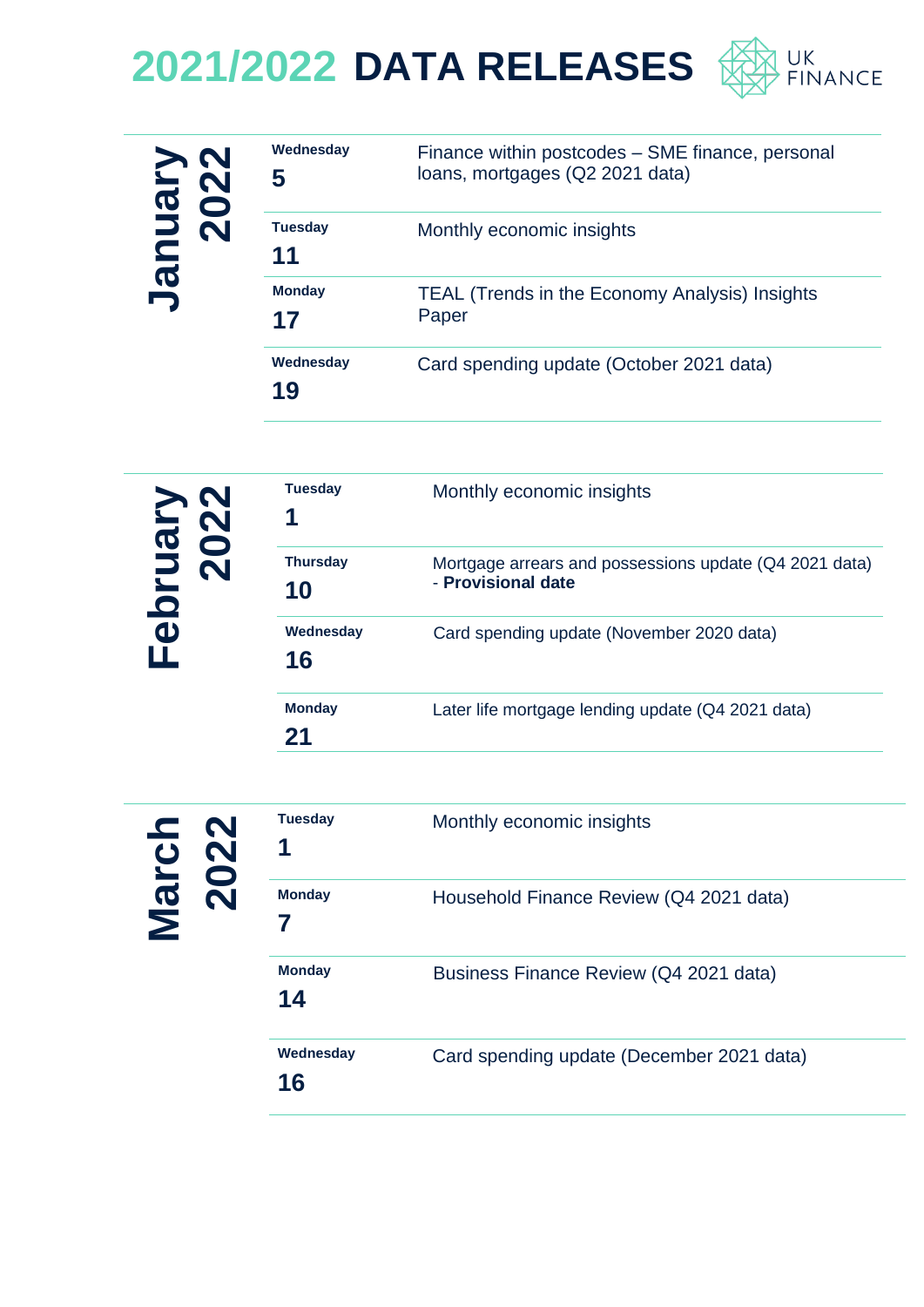# 2021/2022 DATA RELEASES

UK FINANCE

## January 2022

| Date | Release |
|---|---|
| Wednesday **5** | Finance within postcodes – SME finance, personal loans, mortgages (Q2 2021 data) |
| Tuesday **11** | Monthly economic insights |
| Monday **17** | TEAL (Trends in the Economy Analysis) Insights Paper |
| Wednesday **19** | Card spending update (October 2021 data) |

## February 2022

| Date | Release |
|---|---|
| Tuesday **1** | Monthly economic insights |
| Thursday **10** | Mortgage arrears and possessions update (Q4 2021 data) - **Provisional date** |
| Wednesday **16** | Card spending update (November 2020 data) |
| Monday **21** | Later life mortgage lending update (Q4 2021 data) |

## March 2022

| Date | Release |
|---|---|
| Tuesday **1** | Monthly economic insights |
| Monday **7** | Household Finance Review (Q4 2021 data) |
| Monday **14** | Business Finance Review (Q4 2021 data) |
| Wednesday **16** | Card spending update (December 2021 data) |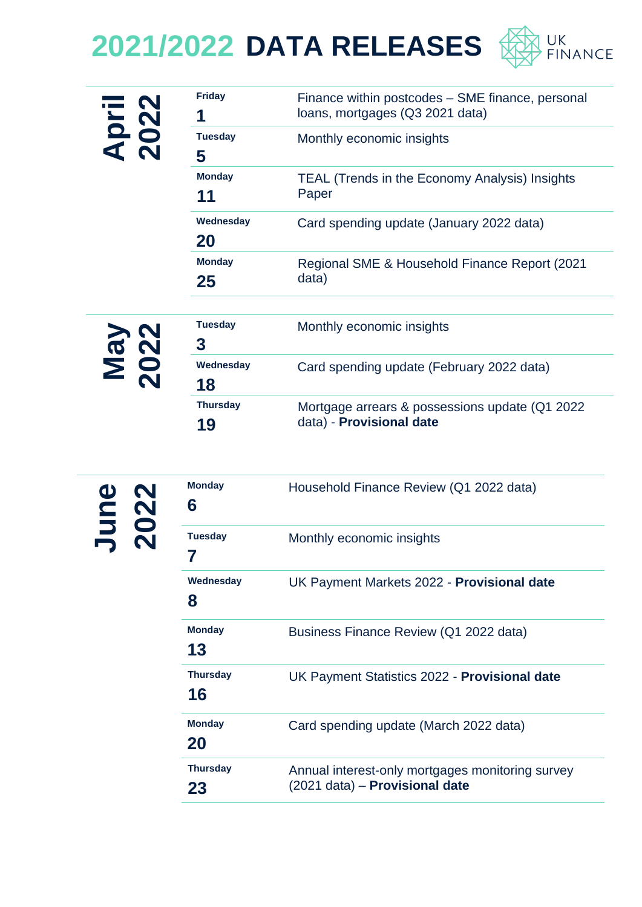# 2021/2022 DATA RELEASES

UK FINANCE

## April 2022

| Date | Release |
|---|---|
| Friday 1 | Finance within postcodes – SME finance, personal loans, mortgages (Q3 2021 data) |
| Tuesday 5 | Monthly economic insights |
| Monday 11 | TEAL (Trends in the Economy Analysis) Insights Paper |
| Wednesday 20 | Card spending update (January 2022 data) |
| Monday 25 | Regional SME & Household Finance Report (2021 data) |

## May 2022

| Date | Release |
|---|---|
| Tuesday 3 | Monthly economic insights |
| Wednesday 18 | Card spending update (February 2022 data) |
| Thursday 19 | Mortgage arrears & possessions update (Q1 2022 data) - **Provisional date** |

## June 2022

| Date | Release |
|---|---|
| Monday 6 | Household Finance Review (Q1 2022 data) |
| Tuesday 7 | Monthly economic insights |
| Wednesday 8 | UK Payment Markets 2022 - **Provisional date** |
| Monday 13 | Business Finance Review (Q1 2022 data) |
| Thursday 16 | UK Payment Statistics 2022 - **Provisional date** |
| Monday 20 | Card spending update (March 2022 data) |
| Thursday 23 | Annual interest-only mortgages monitoring survey (2021 data) – **Provisional date** |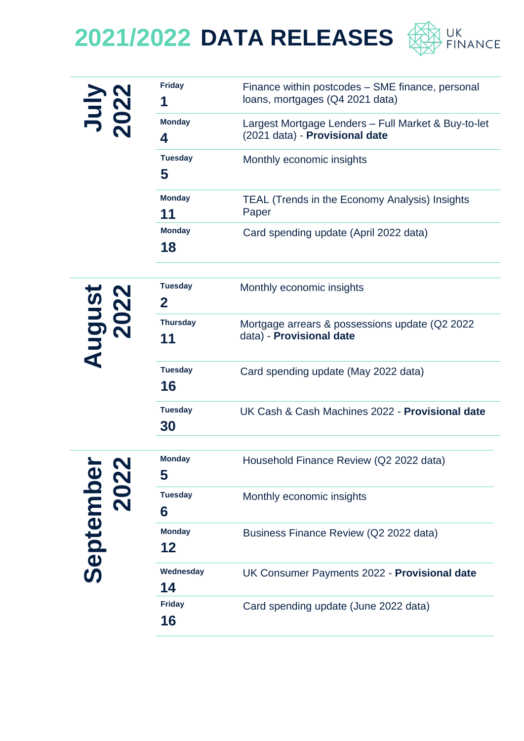# 2021/2022 DATA RELEASES

UK FINANCE

## July 2022

| Date | Release |
| --- | --- |
| Friday 1 | Finance within postcodes – SME finance, personal loans, mortgages (Q4 2021 data) |
| Monday 4 | Largest Mortgage Lenders – Full Market & Buy-to-let (2021 data) - **Provisional date** |
| Tuesday 5 | Monthly economic insights |
| Monday 11 | TEAL (Trends in the Economy Analysis) Insights Paper |
| Monday 18 | Card spending update (April 2022 data) |

## August 2022

| Date | Release |
| --- | --- |
| Tuesday 2 | Monthly economic insights |
| Thursday 11 | Mortgage arrears & possessions update (Q2 2022 data) - **Provisional date** |
| Tuesday 16 | Card spending update (May 2022 data) |
| Tuesday 30 | UK Cash & Cash Machines 2022 - **Provisional date** |

## September 2022

| Date | Release |
| --- | --- |
| Monday 5 | Household Finance Review (Q2 2022 data) |
| Tuesday 6 | Monthly economic insights |
| Monday 12 | Business Finance Review (Q2 2022 data) |
| Wednesday 14 | UK Consumer Payments 2022 - **Provisional date** |
| Friday 16 | Card spending update (June 2022 data) |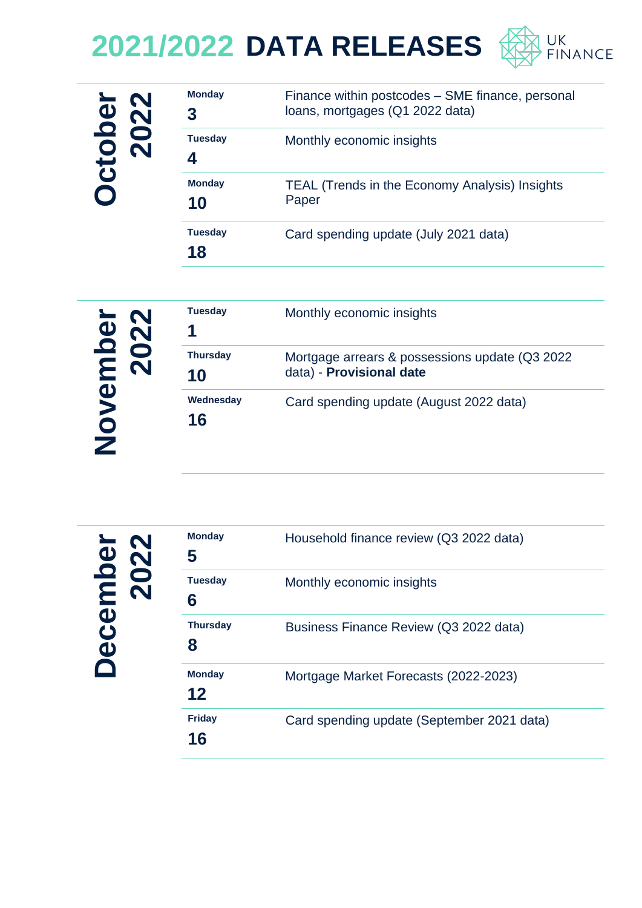# 2021/2022 DATA RELEASES

UK FINANCE

## October 2022

| | |
|---|---|
| Monday **3** | Finance within postcodes – SME finance, personal loans, mortgages (Q1 2022 data) |
| Tuesday **4** | Monthly economic insights |
| Monday **10** | TEAL (Trends in the Economy Analysis) Insights Paper |
| Tuesday **18** | Card spending update (July 2021 data) |

## November 2022

| | |
|---|---|
| Tuesday **1** | Monthly economic insights |
| Thursday **10** | Mortgage arrears & possessions update (Q3 2022 data) - **Provisional date** |
| Wednesday **16** | Card spending update (August 2022 data) |

## December 2022

| | |
|---|---|
| Monday **5** | Household finance review (Q3 2022 data) |
| Tuesday **6** | Monthly economic insights |
| Thursday **8** | Business Finance Review (Q3 2022 data) |
| Monday **12** | Mortgage Market Forecasts (2022-2023) |
| Friday **16** | Card spending update (September 2021 data) |